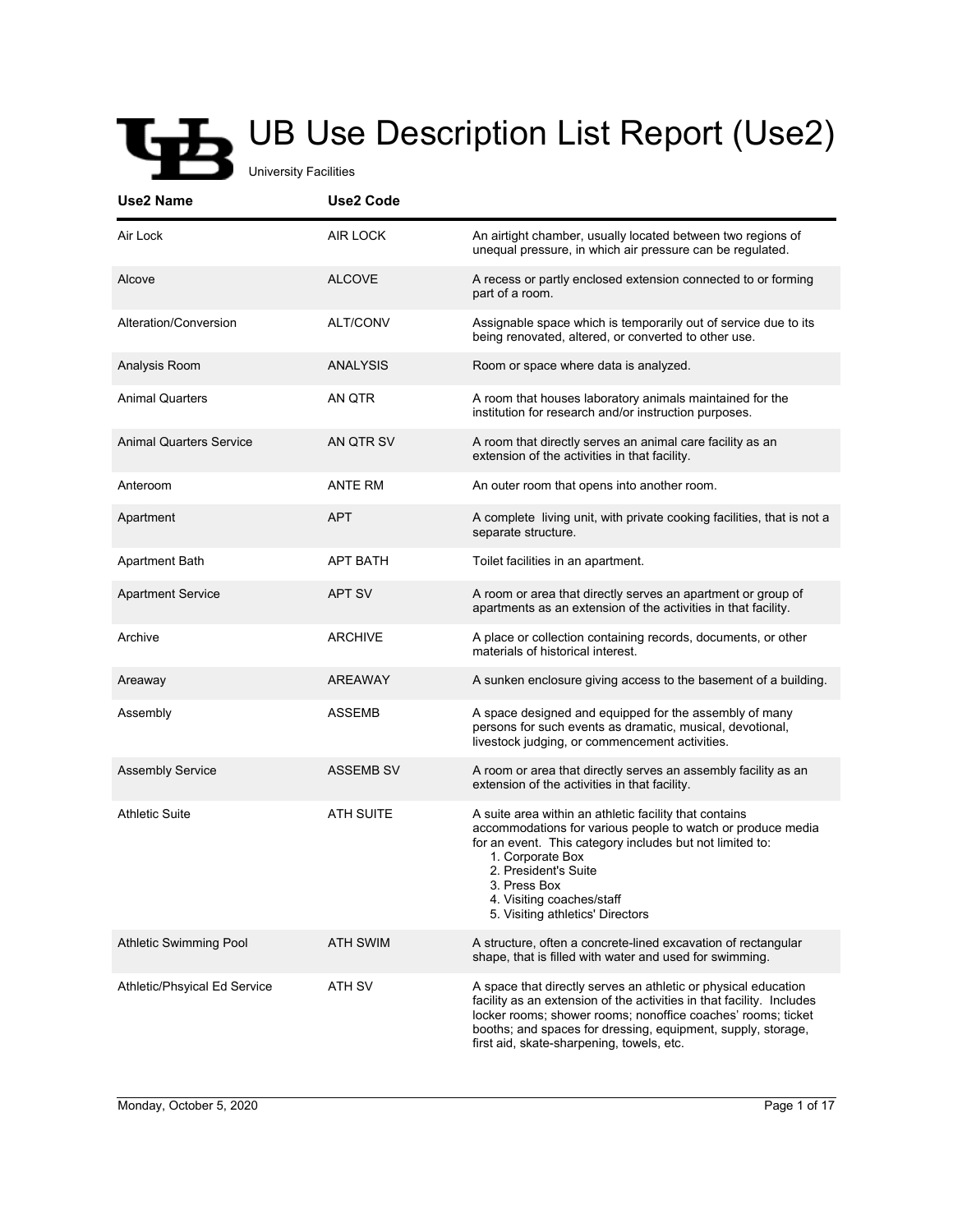# UB Use Description List Report (Use2)

University Facilities

| Use2 Name | Use2 Code | |
|---|---|---|
| Air Lock | AIR LOCK | An airtight chamber, usually located between two regions of unequal pressure, in which air pressure can be regulated. |
| Alcove | ALCOVE | A recess or partly enclosed extension connected to or forming part of a room. |
| Alteration/Conversion | ALT/CONV | Assignable space which is temporarily out of service due to its being renovated, altered, or converted to other use. |
| Analysis Room | ANALYSIS | Room or space where data is analyzed. |
| Animal Quarters | AN QTR | A room that houses laboratory animals maintained for the institution for research and/or instruction purposes. |
| Animal Quarters Service | AN QTR SV | A room that directly serves an animal care facility as an extension of the activities in that facility. |
| Anteroom | ANTE RM | An outer room that opens into another room. |
| Apartment | APT | A complete living unit, with private cooking facilities, that is not a separate structure. |
| Apartment Bath | APT BATH | Toilet facilities in an apartment. |
| Apartment Service | APT SV | A room or area that directly serves an apartment or group of apartments as an extension of the activities in that facility. |
| Archive | ARCHIVE | A place or collection containing records, documents, or other materials of historical interest. |
| Areaway | AREAWAY | A sunken enclosure giving access to the basement of a building. |
| Assembly | ASSEMB | A space designed and equipped for the assembly of many persons for such events as dramatic, musical, devotional, livestock judging, or commencement activities. |
| Assembly Service | ASSEMB SV | A room or area that directly serves an assembly facility as an extension of the activities in that facility. |
| Athletic Suite | ATH SUITE | A suite area within an athletic facility that contains accommodations for various people to watch or produce media for an event. This category includes but not limited to: 1. Corporate Box 2. President's Suite 3. Press Box 4. Visiting coaches/staff 5. Visiting athletics' Directors |
| Athletic Swimming Pool | ATH SWIM | A structure, often a concrete-lined excavation of rectangular shape, that is filled with water and used for swimming. |
| Athletic/Phsyical Ed Service | ATH SV | A space that directly serves an athletic or physical education facility as an extension of the activities in that facility. Includes locker rooms; shower rooms; nonoffice coaches' rooms; ticket booths; and spaces for dressing, equipment, supply, storage, first aid, skate-sharpening, towels, etc. |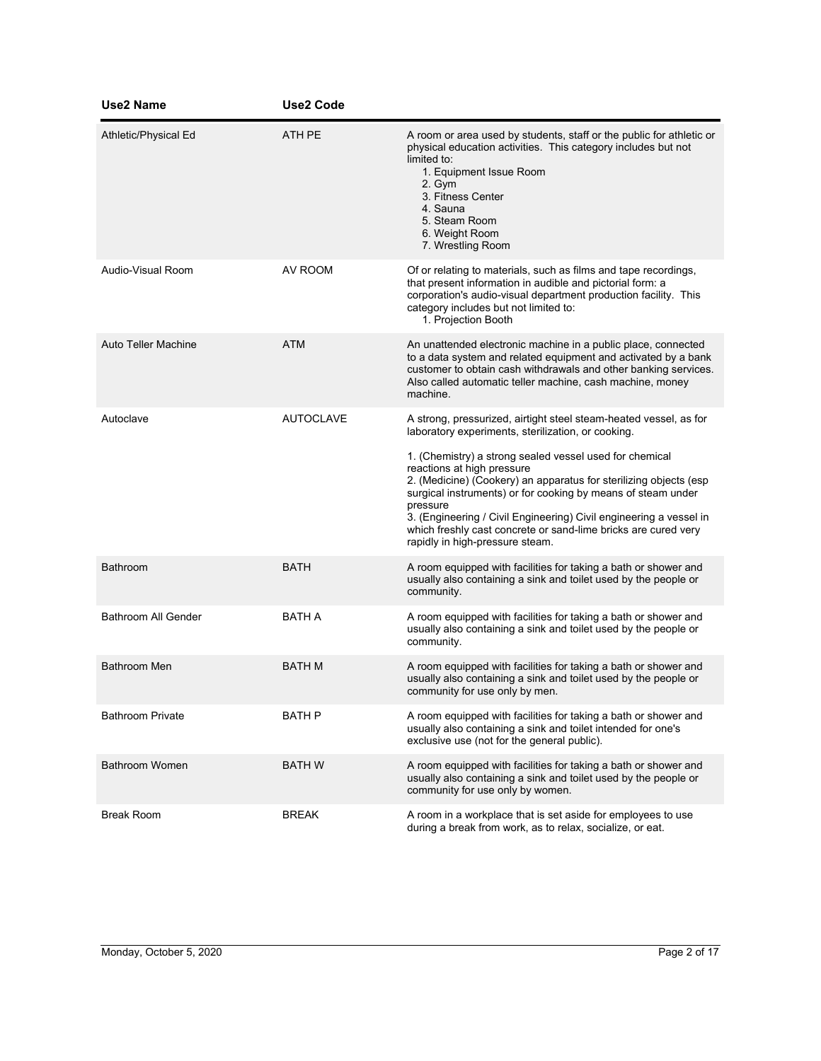| Use2 Name | Use2 Code | |
|---|---|---|
| Athletic/Physical Ed | ATH PE | A room or area used by students, staff or the public for athletic or physical education activities. This category includes but not limited to:<br>1. Equipment Issue Room<br>2. Gym<br>3. Fitness Center<br>4. Sauna<br>5. Steam Room<br>6. Weight Room<br>7. Wrestling Room |
| Audio-Visual Room | AV ROOM | Of or relating to materials, such as films and tape recordings, that present information in audible and pictorial form: a corporation's audio-visual department production facility. This category includes but not limited to:<br>1. Projection Booth |
| Auto Teller Machine | ATM | An unattended electronic machine in a public place, connected to a data system and related equipment and activated by a bank customer to obtain cash withdrawals and other banking services. Also called automatic teller machine, cash machine, money machine. |
| Autoclave | AUTOCLAVE | A strong, pressurized, airtight steel steam-heated vessel, as for laboratory experiments, sterilization, or cooking.<br><br>1. (Chemistry) a strong sealed vessel used for chemical reactions at high pressure<br>2. (Medicine) (Cookery) an apparatus for sterilizing objects (esp surgical instruments) or for cooking by means of steam under pressure<br>3. (Engineering / Civil Engineering) Civil engineering a vessel in which freshly cast concrete or sand-lime bricks are cured very rapidly in high-pressure steam. |
| Bathroom | BATH | A room equipped with facilities for taking a bath or shower and usually also containing a sink and toilet used by the people or community. |
| Bathroom All Gender | BATH A | A room equipped with facilities for taking a bath or shower and usually also containing a sink and toilet used by the people or community. |
| Bathroom Men | BATH M | A room equipped with facilities for taking a bath or shower and usually also containing a sink and toilet used by the people or community for use only by men. |
| Bathroom Private | BATH P | A room equipped with facilities for taking a bath or shower and usually also containing a sink and toilet intended for one's exclusive use (not for the general public). |
| Bathroom Women | BATH W | A room equipped with facilities for taking a bath or shower and usually also containing a sink and toilet used by the people or community for use only by women. |
| Break Room | BREAK | A room in a workplace that is set aside for employees to use during a break from work, as to relax, socialize, or eat. |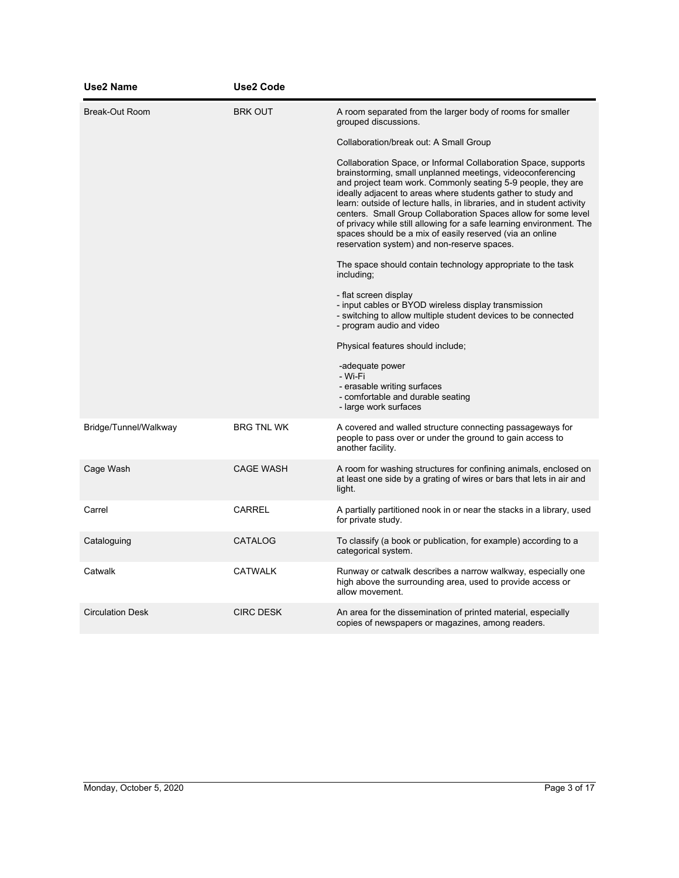| Use2 Name | Use2 Code | |
|---|---|---|
| Break-Out Room | BRK OUT | A room separated from the larger body of rooms for smaller grouped discussions.<br><br>Collaboration/break out: A Small Group<br><br>Collaboration Space, or Informal Collaboration Space, supports brainstorming, small unplanned meetings, videoconferencing and project team work. Commonly seating 5-9 people, they are ideally adjacent to areas where students gather to study and learn: outside of lecture halls, in libraries, and in student activity centers. Small Group Collaboration Spaces allow for some level of privacy while still allowing for a safe learning environment. The spaces should be a mix of easily reserved (via an online reservation system) and non-reserve spaces.<br><br>The space should contain technology appropriate to the task including;<br><br>- flat screen display<br>- input cables or BYOD wireless display transmission<br>- switching to allow multiple student devices to be connected<br>- program audio and video<br><br>Physical features should include;<br><br>-adequate power<br>- Wi-Fi<br>- erasable writing surfaces<br>- comfortable and durable seating<br>- large work surfaces |
| Bridge/Tunnel/Walkway | BRG TNL WK | A covered and walled structure connecting passageways for people to pass over or under the ground to gain access to another facility. |
| Cage Wash | CAGE WASH | A room for washing structures for confining animals, enclosed on at least one side by a grating of wires or bars that lets in air and light. |
| Carrel | CARREL | A partially partitioned nook in or near the stacks in a library, used for private study. |
| Cataloguing | CATALOG | To classify (a book or publication, for example) according to a categorical system. |
| Catwalk | CATWALK | Runway or catwalk describes a narrow walkway, especially one high above the surrounding area, used to provide access or allow movement. |
| Circulation Desk | CIRC DESK | An area for the dissemination of printed material, especially copies of newspapers or magazines, among readers. |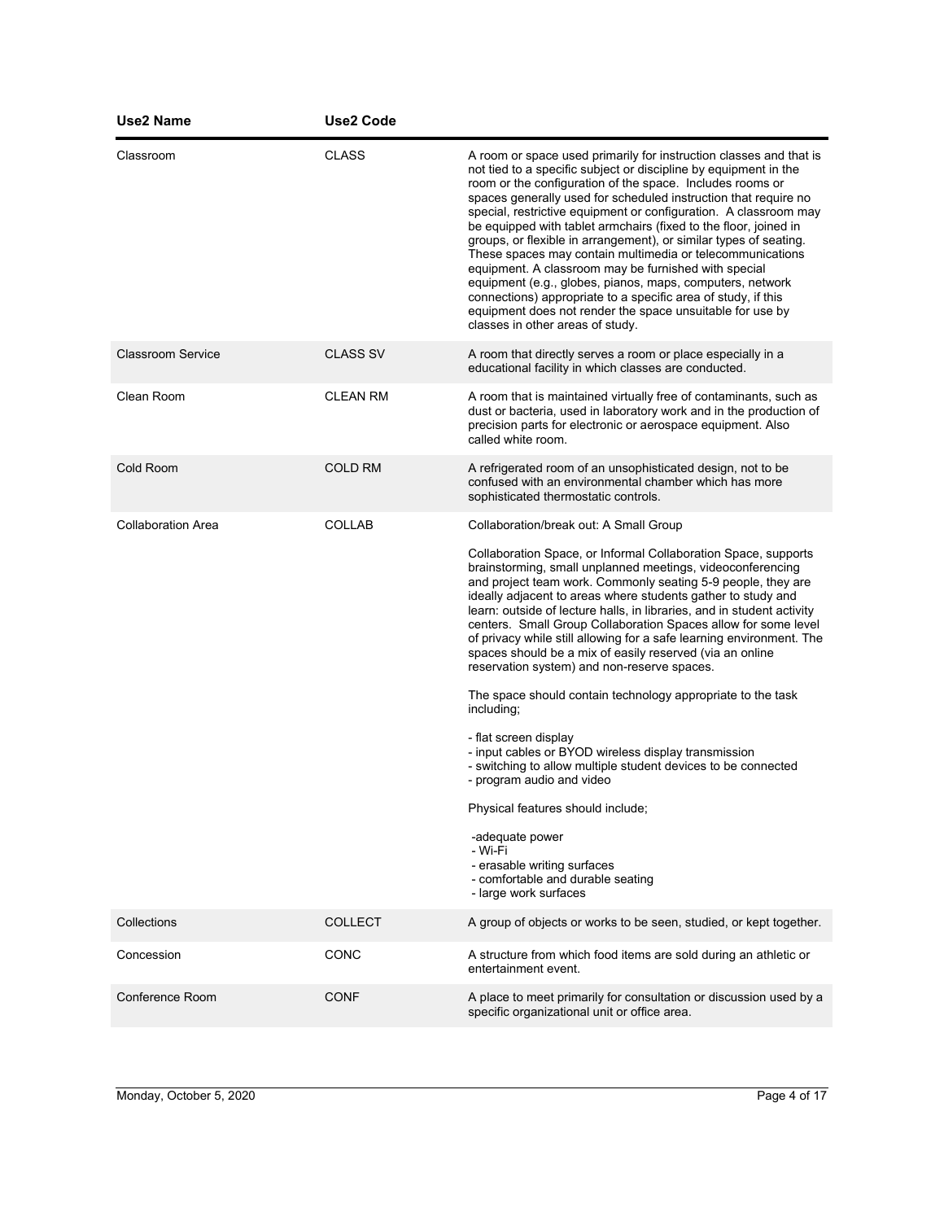| Use2 Name | Use2 Code | |
|---|---|---|
| Classroom | CLASS | A room or space used primarily for instruction classes and that is not tied to a specific subject or discipline by equipment in the room or the configuration of the space. Includes rooms or spaces generally used for scheduled instruction that require no special, restrictive equipment or configuration. A classroom may be equipped with tablet armchairs (fixed to the floor, joined in groups, or flexible in arrangement), or similar types of seating. These spaces may contain multimedia or telecommunications equipment. A classroom may be furnished with special equipment (e.g., globes, pianos, maps, computers, network connections) appropriate to a specific area of study, if this equipment does not render the space unsuitable for use by classes in other areas of study. |
| Classroom Service | CLASS SV | A room that directly serves a room or place especially in a educational facility in which classes are conducted. |
| Clean Room | CLEAN RM | A room that is maintained virtually free of contaminants, such as dust or bacteria, used in laboratory work and in the production of precision parts for electronic or aerospace equipment. Also called white room. |
| Cold Room | COLD RM | A refrigerated room of an unsophisticated design, not to be confused with an environmental chamber which has more sophisticated thermostatic controls. |
| Collaboration Area | COLLAB | Collaboration/break out: A Small Group<br><br>Collaboration Space, or Informal Collaboration Space, supports brainstorming, small unplanned meetings, videoconferencing and project team work. Commonly seating 5-9 people, they are ideally adjacent to areas where students gather to study and learn: outside of lecture halls, in libraries, and in student activity centers. Small Group Collaboration Spaces allow for some level of privacy while still allowing for a safe learning environment. The spaces should be a mix of easily reserved (via an online reservation system) and non-reserve spaces.<br><br>The space should contain technology appropriate to the task including;<br><br>- flat screen display<br>- input cables or BYOD wireless display transmission<br>- switching to allow multiple student devices to be connected<br>- program audio and video<br><br>Physical features should include;<br><br>-adequate power<br>- Wi-Fi<br>- erasable writing surfaces<br>- comfortable and durable seating<br>- large work surfaces |
| Collections | COLLECT | A group of objects or works to be seen, studied, or kept together. |
| Concession | CONC | A structure from which food items are sold during an athletic or entertainment event. |
| Conference Room | CONF | A place to meet primarily for consultation or discussion used by a specific organizational unit or office area. |

Monday, October 5, 2020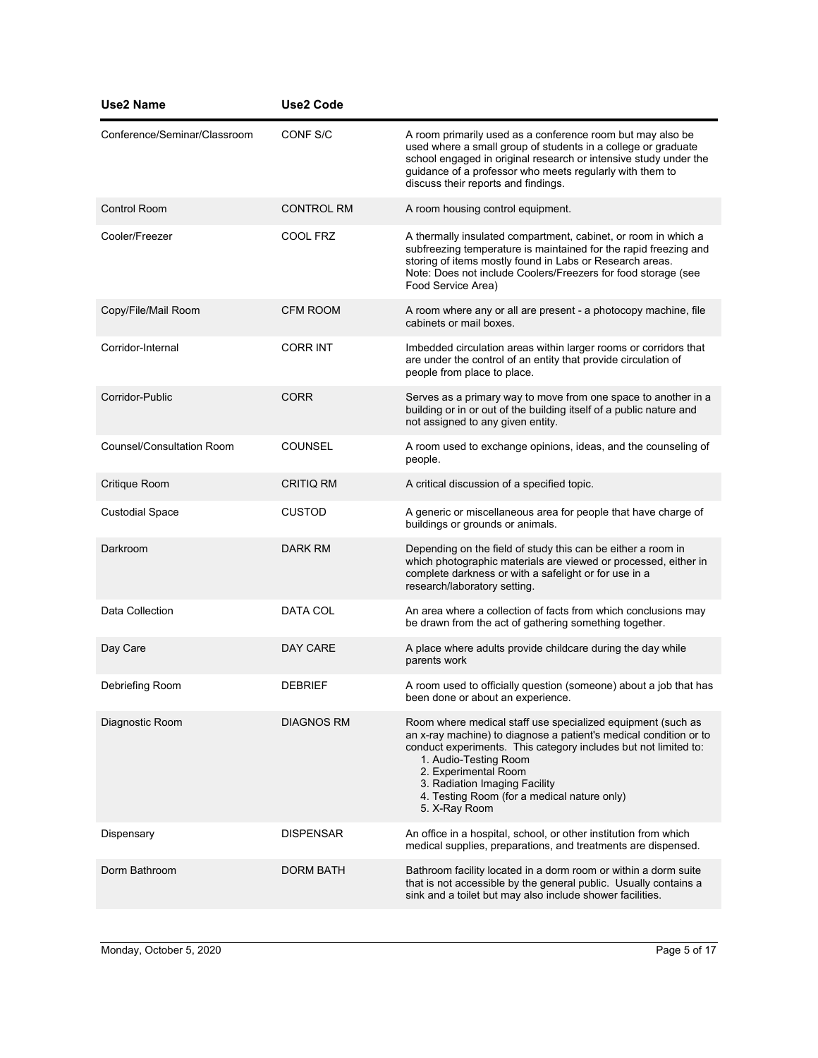| Use2 Name | Use2 Code | |
|---|---|---|
| Conference/Seminar/Classroom | CONF S/C | A room primarily used as a conference room but may also be used where a small group of students in a college or graduate school engaged in original research or intensive study under the guidance of a professor who meets regularly with them to discuss their reports and findings. |
| Control Room | CONTROL RM | A room housing control equipment. |
| Cooler/Freezer | COOL FRZ | A thermally insulated compartment, cabinet, or room in which a subfreezing temperature is maintained for the rapid freezing and storing of items mostly found in Labs or Research areas. Note: Does not include Coolers/Freezers for food storage (see Food Service Area) |
| Copy/File/Mail Room | CFM ROOM | A room where any or all are present - a photocopy machine, file cabinets or mail boxes. |
| Corridor-Internal | CORR INT | Imbedded circulation areas within larger rooms or corridors that are under the control of an entity that provide circulation of people from place to place. |
| Corridor-Public | CORR | Serves as a primary way to move from one space to another in a building or in or out of the building itself of a public nature and not assigned to any given entity. |
| Counsel/Consultation Room | COUNSEL | A room used to exchange opinions, ideas, and the counseling of people. |
| Critique Room | CRITIQ RM | A critical discussion of a specified topic. |
| Custodial Space | CUSTOD | A generic or miscellaneous area for people that have charge of buildings or grounds or animals. |
| Darkroom | DARK RM | Depending on the field of study this can be either a room in which photographic materials are viewed or processed, either in complete darkness or with a safelight or for use in a research/laboratory setting. |
| Data Collection | DATA COL | An area where a collection of facts from which conclusions may be drawn from the act of gathering something together. |
| Day Care | DAY CARE | A place where adults provide childcare during the day while parents work |
| Debriefing Room | DEBRIEF | A room used to officially question (someone) about a job that has been done or about an experience. |
| Diagnostic Room | DIAGNOS RM | Room where medical staff use specialized equipment (such as an x-ray machine) to diagnose a patient's medical condition or to conduct experiments. This category includes but not limited to: 1. Audio-Testing Room 2. Experimental Room 3. Radiation Imaging Facility 4. Testing Room (for a medical nature only) 5. X-Ray Room |
| Dispensary | DISPENSAR | An office in a hospital, school, or other institution from which medical supplies, preparations, and treatments are dispensed. |
| Dorm Bathroom | DORM BATH | Bathroom facility located in a dorm room or within a dorm suite that is not accessible by the general public. Usually contains a sink and a toilet but may also include shower facilities. |

Monday, October 5, 2020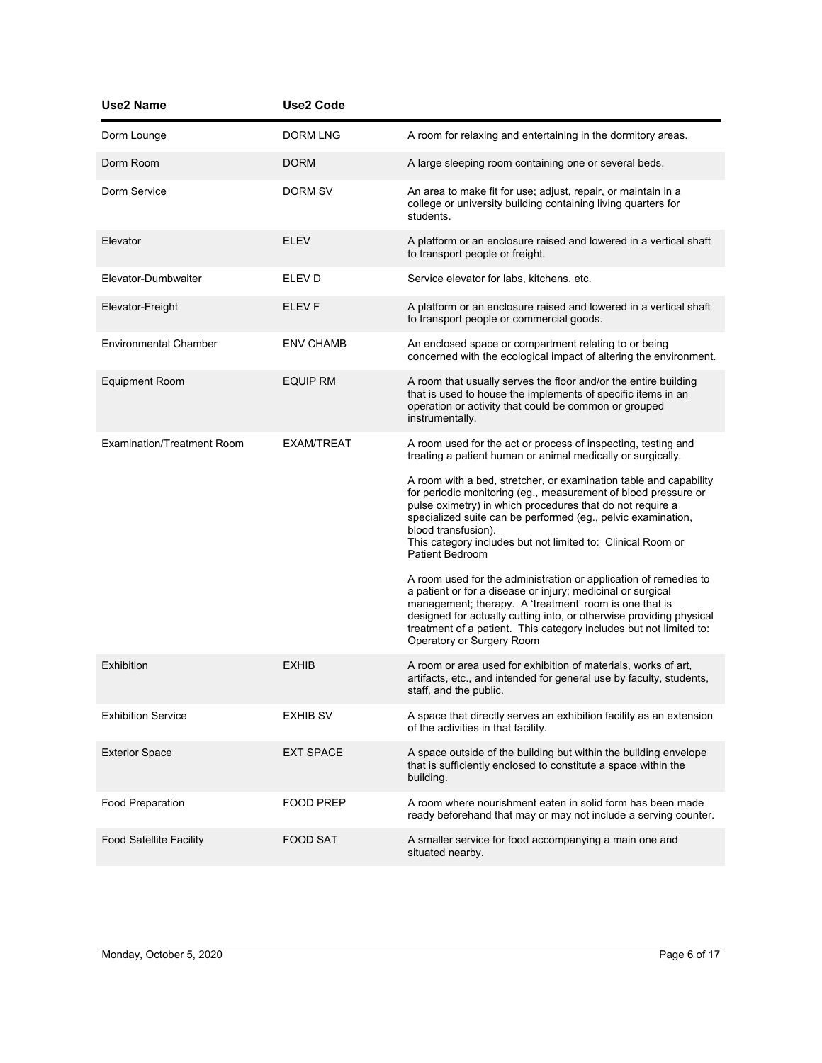| Use2 Name | Use2 Code | |
|---|---|---|
| Dorm Lounge | DORM LNG | A room for relaxing and entertaining in the dormitory areas. |
| Dorm Room | DORM | A large sleeping room containing one or several beds. |
| Dorm Service | DORM SV | An area to make fit for use; adjust, repair, or maintain in a college or university building containing living quarters for students. |
| Elevator | ELEV | A platform or an enclosure raised and lowered in a vertical shaft to transport people or freight. |
| Elevator-Dumbwaiter | ELEV D | Service elevator for labs, kitchens, etc. |
| Elevator-Freight | ELEV F | A platform or an enclosure raised and lowered in a vertical shaft to transport people or commercial goods. |
| Environmental Chamber | ENV CHAMB | An enclosed space or compartment relating to or being concerned with the ecological impact of altering the environment. |
| Equipment Room | EQUIP RM | A room that usually serves the floor and/or the entire building that is used to house the implements of specific items in an operation or activity that could be common or grouped instrumentally. |
| Examination/Treatment Room | EXAM/TREAT | A room used for the act or process of inspecting, testing and treating a patient human or animal medically or surgically.<br><br>A room with a bed, stretcher, or examination table and capability for periodic monitoring (eg., measurement of blood pressure or pulse oximetry) in which procedures that do not require a specialized suite can be performed (eg., pelvic examination, blood transfusion).<br>This category includes but not limited to: Clinical Room or Patient Bedroom<br><br>A room used for the administration or application of remedies to a patient or for a disease or injury; medicinal or surgical management; therapy. A 'treatment' room is one that is designed for actually cutting into, or otherwise providing physical treatment of a patient. This category includes but not limited to: Operatory or Surgery Room |
| Exhibition | EXHIB | A room or area used for exhibition of materials, works of art, artifacts, etc., and intended for general use by faculty, students, staff, and the public. |
| Exhibition Service | EXHIB SV | A space that directly serves an exhibition facility as an extension of the activities in that facility. |
| Exterior Space | EXT SPACE | A space outside of the building but within the building envelope that is sufficiently enclosed to constitute a space within the building. |
| Food Preparation | FOOD PREP | A room where nourishment eaten in solid form has been made ready beforehand that may or may not include a serving counter. |
| Food Satellite Facility | FOOD SAT | A smaller service for food accompanying a main one and situated nearby. |

Monday, October 5, 2020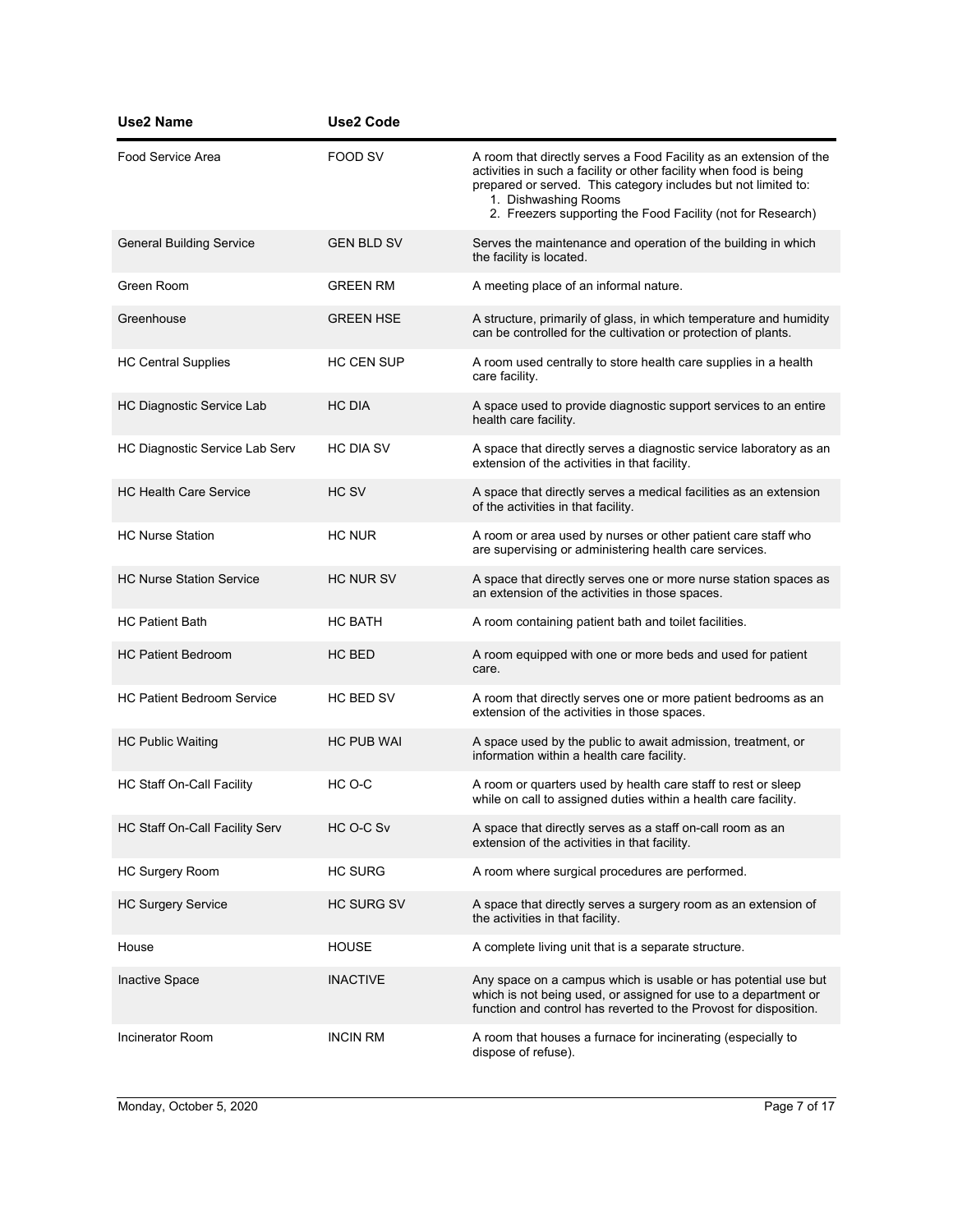| Use2 Name | Use2 Code | |
|---|---|---|
| Food Service Area | FOOD SV | A room that directly serves a Food Facility as an extension of the activities in such a facility or other facility when food is being prepared or served. This category includes but not limited to: 1. Dishwashing Rooms 2. Freezers supporting the Food Facility (not for Research) |
| General Building Service | GEN BLD SV | Serves the maintenance and operation of the building in which the facility is located. |
| Green Room | GREEN RM | A meeting place of an informal nature. |
| Greenhouse | GREEN HSE | A structure, primarily of glass, in which temperature and humidity can be controlled for the cultivation or protection of plants. |
| HC Central Supplies | HC CEN SUP | A room used centrally to store health care supplies in a health care facility. |
| HC Diagnostic Service Lab | HC DIA | A space used to provide diagnostic support services to an entire health care facility. |
| HC Diagnostic Service Lab Serv | HC DIA SV | A space that directly serves a diagnostic service laboratory as an extension of the activities in that facility. |
| HC Health Care Service | HC SV | A space that directly serves a medical facilities as an extension of the activities in that facility. |
| HC Nurse Station | HC NUR | A room or area used by nurses or other patient care staff who are supervising or administering health care services. |
| HC Nurse Station Service | HC NUR SV | A space that directly serves one or more nurse station spaces as an extension of the activities in those spaces. |
| HC Patient Bath | HC BATH | A room containing patient bath and toilet facilities. |
| HC Patient Bedroom | HC BED | A room equipped with one or more beds and used for patient care. |
| HC Patient Bedroom Service | HC BED SV | A room that directly serves one or more patient bedrooms as an extension of the activities in those spaces. |
| HC Public Waiting | HC PUB WAI | A space used by the public to await admission, treatment, or information within a health care facility. |
| HC Staff On-Call Facility | HC O-C | A room or quarters used by health care staff to rest or sleep while on call to assigned duties within a health care facility. |
| HC Staff On-Call Facility Serv | HC O-C Sv | A space that directly serves as a staff on-call room as an extension of the activities in that facility. |
| HC Surgery Room | HC SURG | A room where surgical procedures are performed. |
| HC Surgery Service | HC SURG SV | A space that directly serves a surgery room as an extension of the activities in that facility. |
| House | HOUSE | A complete living unit that is a separate structure. |
| Inactive Space | INACTIVE | Any space on a campus which is usable or has potential use but which is not being used, or assigned for use to a department or function and control has reverted to the Provost for disposition. |
| Incinerator Room | INCIN RM | A room that houses a furnace for incinerating (especially to dispose of refuse). |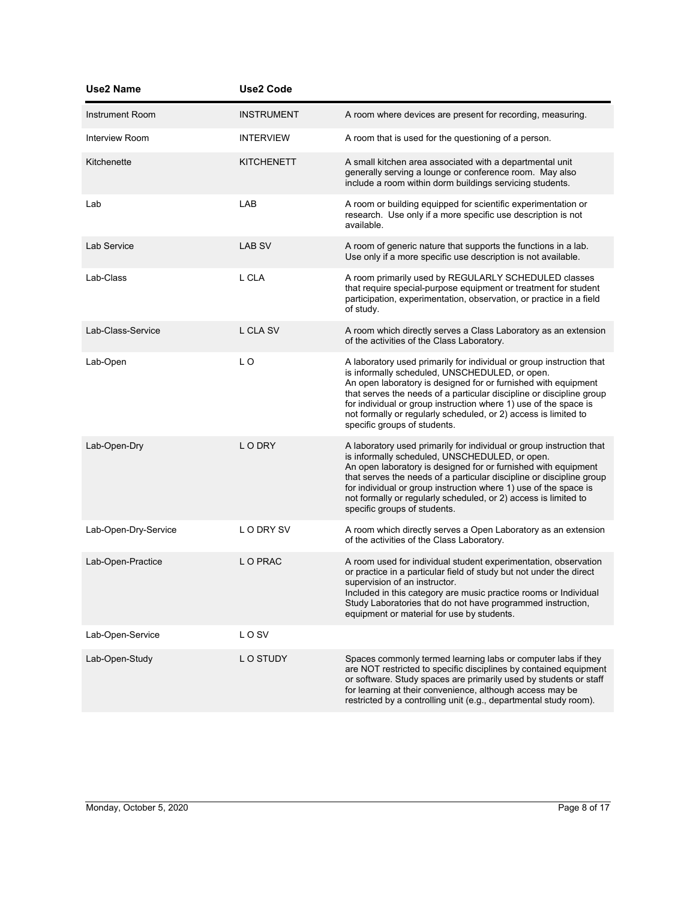| Use2 Name | Use2 Code | |
|---|---|---|
| Instrument Room | INSTRUMENT | A room where devices are present for recording, measuring. |
| Interview Room | INTERVIEW | A room that is used for the questioning of a person. |
| Kitchenette | KITCHENETT | A small kitchen area associated with a departmental unit generally serving a lounge or conference room. May also include a room within dorm buildings servicing students. |
| Lab | LAB | A room or building equipped for scientific experimentation or research. Use only if a more specific use description is not available. |
| Lab Service | LAB SV | A room of generic nature that supports the functions in a lab. Use only if a more specific use description is not available. |
| Lab-Class | L CLA | A room primarily used by REGULARLY SCHEDULED classes that require special-purpose equipment or treatment for student participation, experimentation, observation, or practice in a field of study. |
| Lab-Class-Service | L CLA SV | A room which directly serves a Class Laboratory as an extension of the activities of the Class Laboratory. |
| Lab-Open | L O | A laboratory used primarily for individual or group instruction that is informally scheduled, UNSCHEDULED, or open. An open laboratory is designed for or furnished with equipment that serves the needs of a particular discipline or discipline group for individual or group instruction where 1) use of the space is not formally or regularly scheduled, or 2) access is limited to specific groups of students. |
| Lab-Open-Dry | L O DRY | A laboratory used primarily for individual or group instruction that is informally scheduled, UNSCHEDULED, or open. An open laboratory is designed for or furnished with equipment that serves the needs of a particular discipline or discipline group for individual or group instruction where 1) use of the space is not formally or regularly scheduled, or 2) access is limited to specific groups of students. |
| Lab-Open-Dry-Service | L O DRY SV | A room which directly serves a Open Laboratory as an extension of the activities of the Class Laboratory. |
| Lab-Open-Practice | L O PRAC | A room used for individual student experimentation, observation or practice in a particular field of study but not under the direct supervision of an instructor. Included in this category are music practice rooms or Individual Study Laboratories that do not have programmed instruction, equipment or material for use by students. |
| Lab-Open-Service | L O SV | |
| Lab-Open-Study | L O STUDY | Spaces commonly termed learning labs or computer labs if they are NOT restricted to specific disciplines by contained equipment or software. Study spaces are primarily used by students or staff for learning at their convenience, although access may be restricted by a controlling unit (e.g., departmental study room). |

Monday, October 5, 2020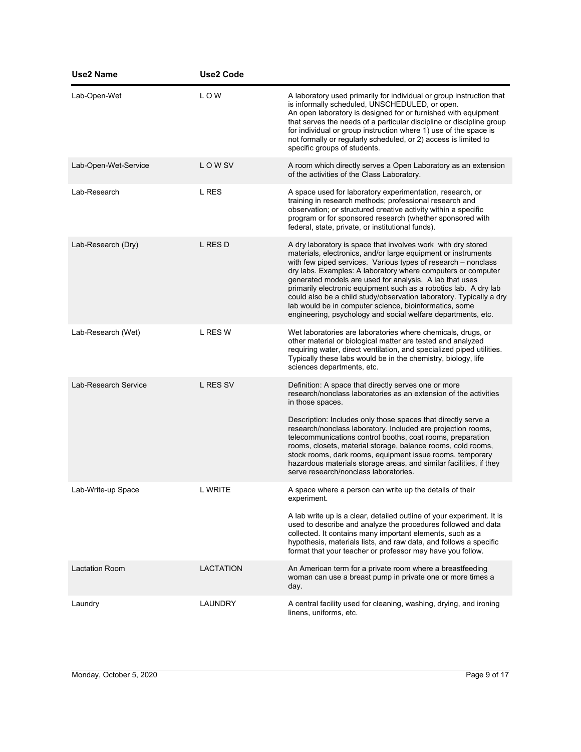| Use2 Name | Use2 Code | |
|---|---|---|
| Lab-Open-Wet | L O W | A laboratory used primarily for individual or group instruction that is informally scheduled, UNSCHEDULED, or open. An open laboratory is designed for or furnished with equipment that serves the needs of a particular discipline or discipline group for individual or group instruction where 1) use of the space is not formally or regularly scheduled, or 2) access is limited to specific groups of students. |
| Lab-Open-Wet-Service | L O W SV | A room which directly serves a Open Laboratory as an extension of the activities of the Class Laboratory. |
| Lab-Research | L RES | A space used for laboratory experimentation, research, or training in research methods; professional research and observation; or structured creative activity within a specific program or for sponsored research (whether sponsored with federal, state, private, or institutional funds). |
| Lab-Research (Dry) | L RES D | A dry laboratory is space that involves work with dry stored materials, electronics, and/or large equipment or instruments with few piped services. Various types of research – nonclass dry labs. Examples: A laboratory where computers or computer generated models are used for analysis. A lab that uses primarily electronic equipment such as a robotics lab. A dry lab could also be a child study/observation laboratory. Typically a dry lab would be in computer science, bioinformatics, some engineering, psychology and social welfare departments, etc. |
| Lab-Research (Wet) | L RES W | Wet laboratories are laboratories where chemicals, drugs, or other material or biological matter are tested and analyzed requiring water, direct ventilation, and specialized piped utilities. Typically these labs would be in the chemistry, biology, life sciences departments, etc. |
| Lab-Research Service | L RES SV | Definition: A space that directly serves one or more research/nonclass laboratories as an extension of the activities in those spaces.<br><br>Description: Includes only those spaces that directly serve a research/nonclass laboratory. Included are projection rooms, telecommunications control booths, coat rooms, preparation rooms, closets, material storage, balance rooms, cold rooms, stock rooms, dark rooms, equipment issue rooms, temporary hazardous materials storage areas, and similar facilities, if they serve research/nonclass laboratories. |
| Lab-Write-up Space | L WRITE | A space where a person can write up the details of their experiment.<br><br>A lab write up is a clear, detailed outline of your experiment. It is used to describe and analyze the procedures followed and data collected. It contains many important elements, such as a hypothesis, materials lists, and raw data, and follows a specific format that your teacher or professor may have you follow. |
| Lactation Room | LACTATION | An American term for a private room where a breastfeeding woman can use a breast pump in private one or more times a day. |
| Laundry | LAUNDRY | A central facility used for cleaning, washing, drying, and ironing linens, uniforms, etc. |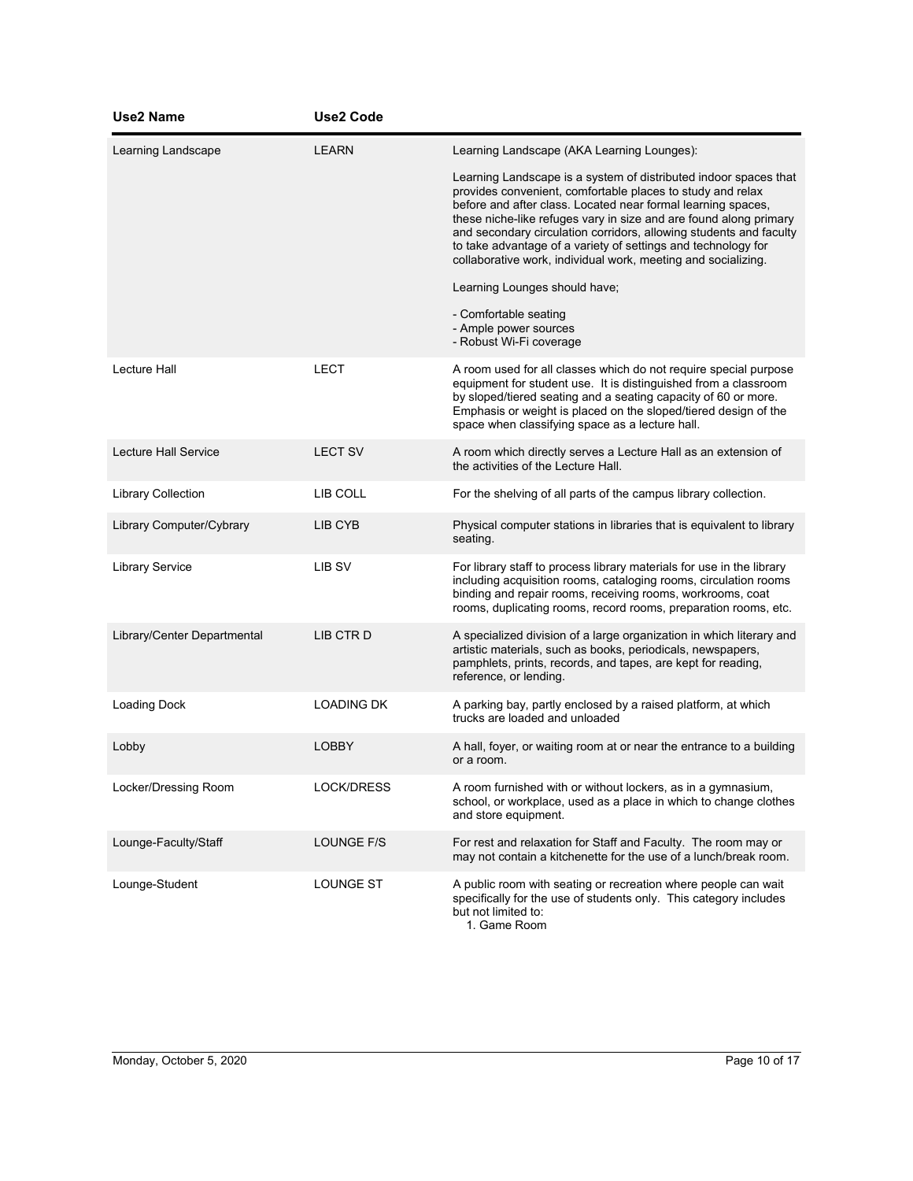| Use2 Name | Use2 Code | |
|---|---|---|
| Learning Landscape | LEARN | Learning Landscape (AKA Learning Lounges):<br><br>Learning Landscape is a system of distributed indoor spaces that provides convenient, comfortable places to study and relax before and after class. Located near formal learning spaces, these niche-like refuges vary in size and are found along primary and secondary circulation corridors, allowing students and faculty to take advantage of a variety of settings and technology for collaborative work, individual work, meeting and socializing.<br><br>Learning Lounges should have;<br><br>- Comfortable seating<br>- Ample power sources<br>- Robust Wi-Fi coverage |
| Lecture Hall | LECT | A room used for all classes which do not require special purpose equipment for student use. It is distinguished from a classroom by sloped/tiered seating and a seating capacity of 60 or more. Emphasis or weight is placed on the sloped/tiered design of the space when classifying space as a lecture hall. |
| Lecture Hall Service | LECT SV | A room which directly serves a Lecture Hall as an extension of the activities of the Lecture Hall. |
| Library Collection | LIB COLL | For the shelving of all parts of the campus library collection. |
| Library Computer/Cybrary | LIB CYB | Physical computer stations in libraries that is equivalent to library seating. |
| Library Service | LIB SV | For library staff to process library materials for use in the library including acquisition rooms, cataloging rooms, circulation rooms binding and repair rooms, receiving rooms, workrooms, coat rooms, duplicating rooms, record rooms, preparation rooms, etc. |
| Library/Center Departmental | LIB CTR D | A specialized division of a large organization in which literary and artistic materials, such as books, periodicals, newspapers, pamphlets, prints, records, and tapes, are kept for reading, reference, or lending. |
| Loading Dock | LOADING DK | A parking bay, partly enclosed by a raised platform, at which trucks are loaded and unloaded |
| Lobby | LOBBY | A hall, foyer, or waiting room at or near the entrance to a building or a room. |
| Locker/Dressing Room | LOCK/DRESS | A room furnished with or without lockers, as in a gymnasium, school, or workplace, used as a place in which to change clothes and store equipment. |
| Lounge-Faculty/Staff | LOUNGE F/S | For rest and relaxation for Staff and Faculty. The room may or may not contain a kitchenette for the use of a lunch/break room. |
| Lounge-Student | LOUNGE ST | A public room with seating or recreation where people can wait specifically for the use of students only. This category includes but not limited to:<br>1. Game Room |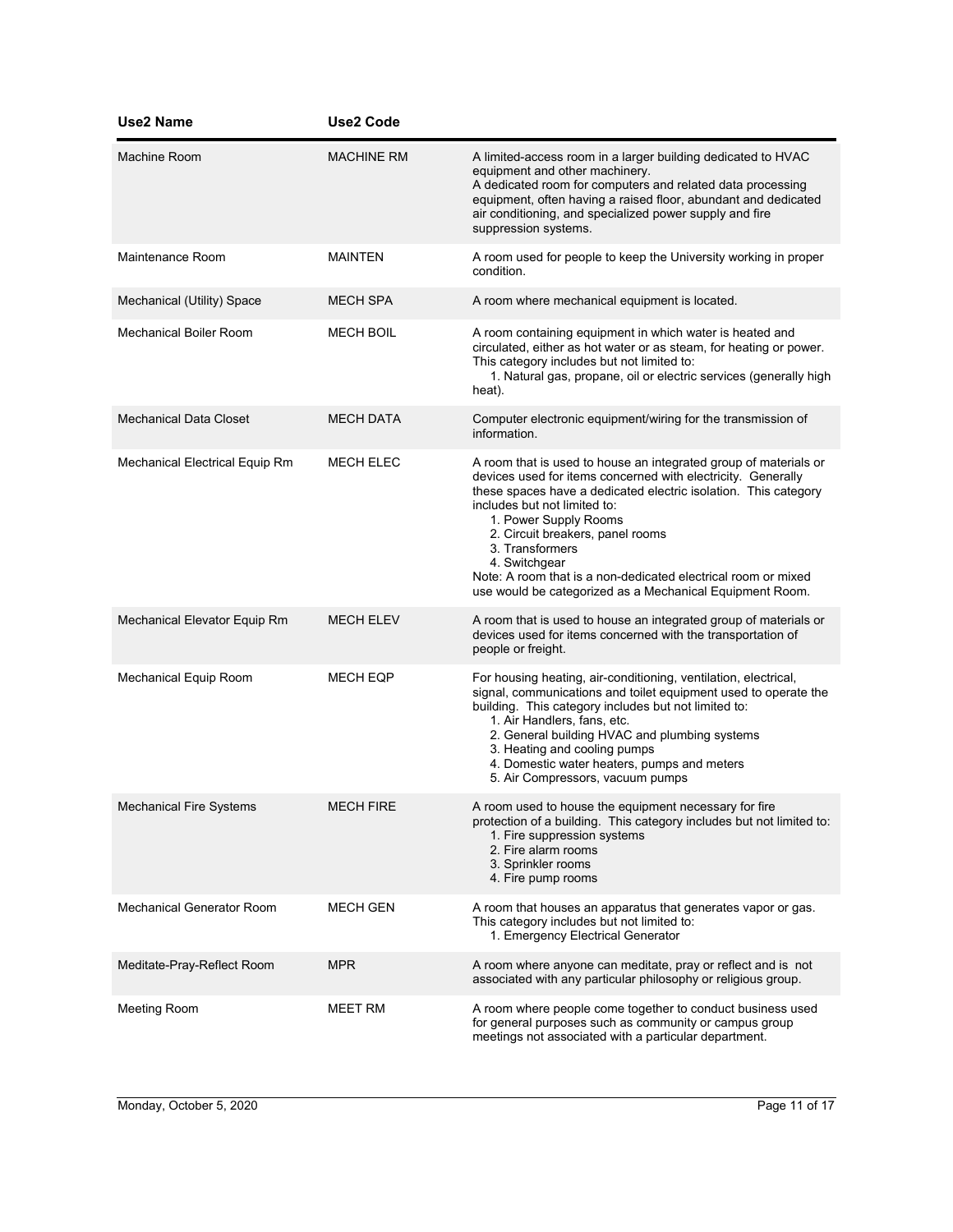| Use2 Name | Use2 Code | |
|---|---|---|
| Machine Room | MACHINE RM | A limited-access room in a larger building dedicated to HVAC equipment and other machinery.<br>A dedicated room for computers and related data processing equipment, often having a raised floor, abundant and dedicated air conditioning, and specialized power supply and fire suppression systems. |
| Maintenance Room | MAINTEN | A room used for people to keep the University working in proper condition. |
| Mechanical (Utility) Space | MECH SPA | A room where mechanical equipment is located. |
| Mechanical Boiler Room | MECH BOIL | A room containing equipment in which water is heated and circulated, either as hot water or as steam, for heating or power. This category includes but not limited to:<br>1. Natural gas, propane, oil or electric services (generally high heat). |
| Mechanical Data Closet | MECH DATA | Computer electronic equipment/wiring for the transmission of information. |
| Mechanical Electrical Equip Rm | MECH ELEC | A room that is used to house an integrated group of materials or devices used for items concerned with electricity. Generally these spaces have a dedicated electric isolation. This category includes but not limited to:<br>1. Power Supply Rooms<br>2. Circuit breakers, panel rooms<br>3. Transformers<br>4. Switchgear<br>Note: A room that is a non-dedicated electrical room or mixed use would be categorized as a Mechanical Equipment Room. |
| Mechanical Elevator Equip Rm | MECH ELEV | A room that is used to house an integrated group of materials or devices used for items concerned with the transportation of people or freight. |
| Mechanical Equip Room | MECH EQP | For housing heating, air-conditioning, ventilation, electrical, signal, communications and toilet equipment used to operate the building. This category includes but not limited to:<br>1. Air Handlers, fans, etc.<br>2. General building HVAC and plumbing systems<br>3. Heating and cooling pumps<br>4. Domestic water heaters, pumps and meters<br>5. Air Compressors, vacuum pumps |
| Mechanical Fire Systems | MECH FIRE | A room used to house the equipment necessary for fire protection of a building. This category includes but not limited to:<br>1. Fire suppression systems<br>2. Fire alarm rooms<br>3. Sprinkler rooms<br>4. Fire pump rooms |
| Mechanical Generator Room | MECH GEN | A room that houses an apparatus that generates vapor or gas. This category includes but not limited to:<br>1. Emergency Electrical Generator |
| Meditate-Pray-Reflect Room | MPR | A room where anyone can meditate, pray or reflect and is not associated with any particular philosophy or religious group. |
| Meeting Room | MEET RM | A room where people come together to conduct business used for general purposes such as community or campus group meetings not associated with a particular department. |

Monday, October 5, 2020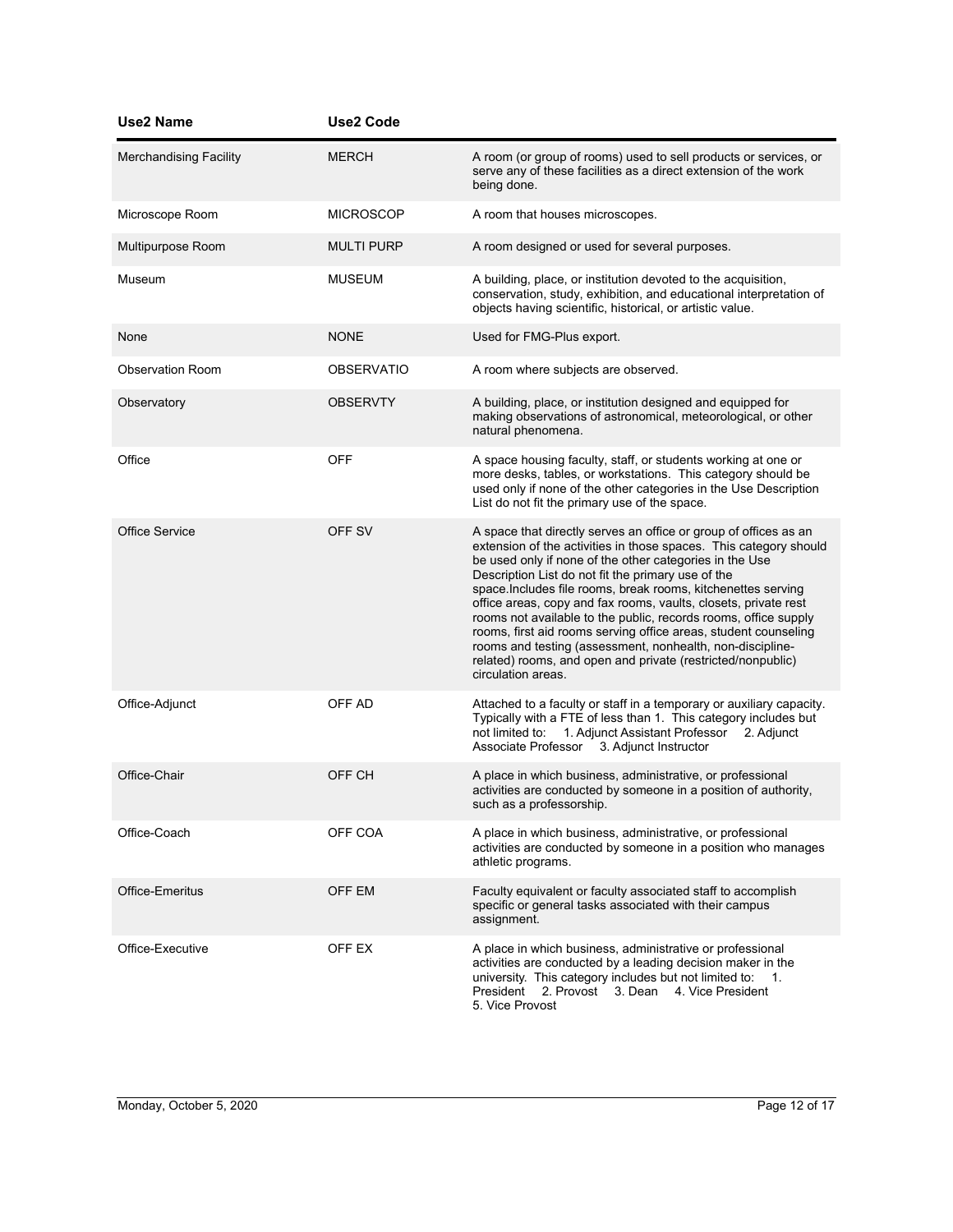| Use2 Name | Use2 Code | |
|---|---|---|
| Merchandising Facility | MERCH | A room (or group of rooms) used to sell products or services, or serve any of these facilities as a direct extension of the work being done. |
| Microscope Room | MICROSCOP | A room that houses microscopes. |
| Multipurpose Room | MULTI PURP | A room designed or used for several purposes. |
| Museum | MUSEUM | A building, place, or institution devoted to the acquisition, conservation, study, exhibition, and educational interpretation of objects having scientific, historical, or artistic value. |
| None | NONE | Used for FMG-Plus export. |
| Observation Room | OBSERVATIO | A room where subjects are observed. |
| Observatory | OBSERVTY | A building, place, or institution designed and equipped for making observations of astronomical, meteorological, or other natural phenomena. |
| Office | OFF | A space housing faculty, staff, or students working at one or more desks, tables, or workstations. This category should be used only if none of the other categories in the Use Description List do not fit the primary use of the space. |
| Office Service | OFF SV | A space that directly serves an office or group of offices as an extension of the activities in those spaces. This category should be used only if none of the other categories in the Use Description List do not fit the primary use of the space.Includes file rooms, break rooms, kitchenettes serving office areas, copy and fax rooms, vaults, closets, private rest rooms not available to the public, records rooms, office supply rooms, first aid rooms serving office areas, student counseling rooms and testing (assessment, nonhealth, non-discipline-related) rooms, and open and private (restricted/nonpublic) circulation areas. |
| Office-Adjunct | OFF AD | Attached to a faculty or staff in a temporary or auxiliary capacity. Typically with a FTE of less than 1. This category includes but not limited to: 1. Adjunct Assistant Professor 2. Adjunct Associate Professor 3. Adjunct Instructor |
| Office-Chair | OFF CH | A place in which business, administrative, or professional activities are conducted by someone in a position of authority, such as a professorship. |
| Office-Coach | OFF COA | A place in which business, administrative, or professional activities are conducted by someone in a position who manages athletic programs. |
| Office-Emeritus | OFF EM | Faculty equivalent or faculty associated staff to accomplish specific or general tasks associated with their campus assignment. |
| Office-Executive | OFF EX | A place in which business, administrative or professional activities are conducted by a leading decision maker in the university. This category includes but not limited to: 1. President 2. Provost 3. Dean 4. Vice President 5. Vice Provost |

Monday, October 5, 2020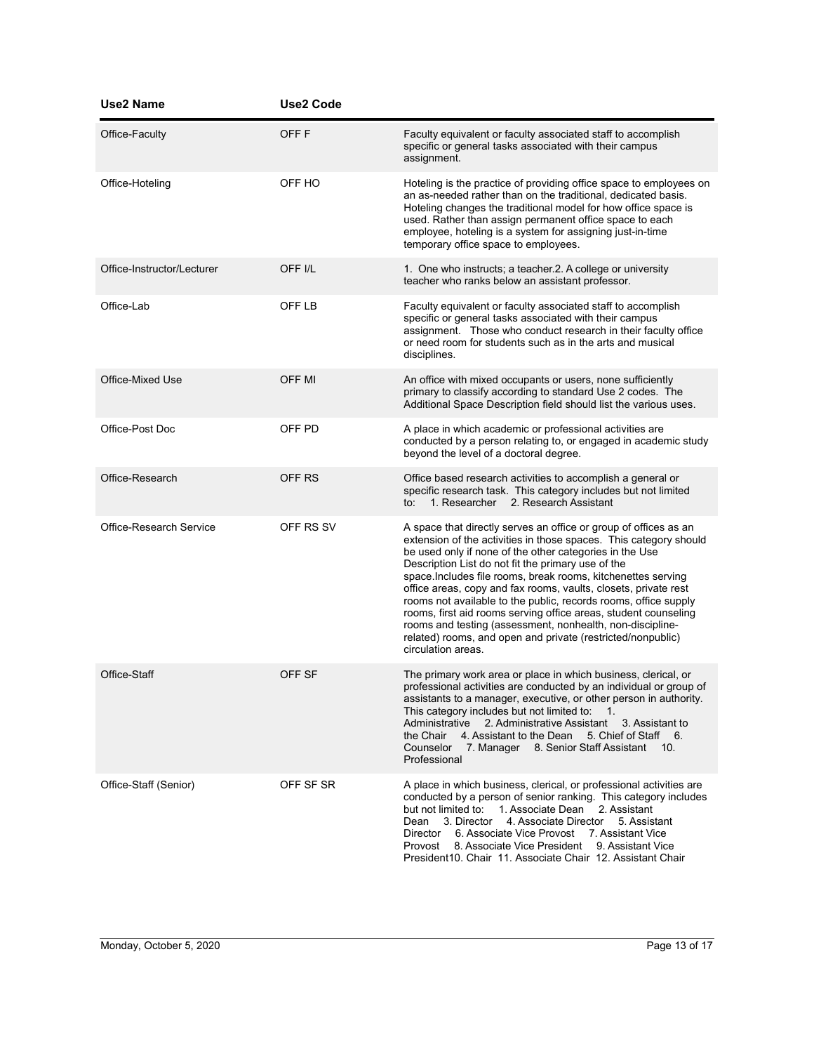| Use2 Name | Use2 Code | |
|---|---|---|
| Office-Faculty | OFF F | Faculty equivalent or faculty associated staff to accomplish specific or general tasks associated with their campus assignment. |
| Office-Hoteling | OFF HO | Hoteling is the practice of providing office space to employees on an as-needed rather than on the traditional, dedicated basis. Hoteling changes the traditional model for how office space is used. Rather than assign permanent office space to each employee, hoteling is a system for assigning just-in-time temporary office space to employees. |
| Office-Instructor/Lecturer | OFF I/L | 1. One who instructs; a teacher.2. A college or university teacher who ranks below an assistant professor. |
| Office-Lab | OFF LB | Faculty equivalent or faculty associated staff to accomplish specific or general tasks associated with their campus assignment. Those who conduct research in their faculty office or need room for students such as in the arts and musical disciplines. |
| Office-Mixed Use | OFF MI | An office with mixed occupants or users, none sufficiently primary to classify according to standard Use 2 codes. The Additional Space Description field should list the various uses. |
| Office-Post Doc | OFF PD | A place in which academic or professional activities are conducted by a person relating to, or engaged in academic study beyond the level of a doctoral degree. |
| Office-Research | OFF RS | Office based research activities to accomplish a general or specific research task. This category includes but not limited to: 1. Researcher 2. Research Assistant |
| Office-Research Service | OFF RS SV | A space that directly serves an office or group of offices as an extension of the activities in those spaces. This category should be used only if none of the other categories in the Use Description List do not fit the primary use of the space.Includes file rooms, break rooms, kitchenettes serving office areas, copy and fax rooms, vaults, closets, private rest rooms not available to the public, records rooms, office supply rooms, first aid rooms serving office areas, student counseling rooms and testing (assessment, nonhealth, non-discipline-related) rooms, and open and private (restricted/nonpublic) circulation areas. |
| Office-Staff | OFF SF | The primary work area or place in which business, clerical, or professional activities are conducted by an individual or group of assistants to a manager, executive, or other person in authority. This category includes but not limited to: 1. Administrative 2. Administrative Assistant 3. Assistant to the Chair 4. Assistant to the Dean 5. Chief of Staff 6. Counselor 7. Manager 8. Senior Staff Assistant 10. Professional |
| Office-Staff (Senior) | OFF SF SR | A place in which business, clerical, or professional activities are conducted by a person of senior ranking. This category includes but not limited to: 1. Associate Dean 2. Assistant Dean 3. Director 4. Associate Director 5. Assistant Director 6. Associate Vice Provost 7. Assistant Vice Provost 8. Associate Vice President 9. Assistant Vice President10. Chair 11. Associate Chair 12. Assistant Chair |

Monday, October 5, 2020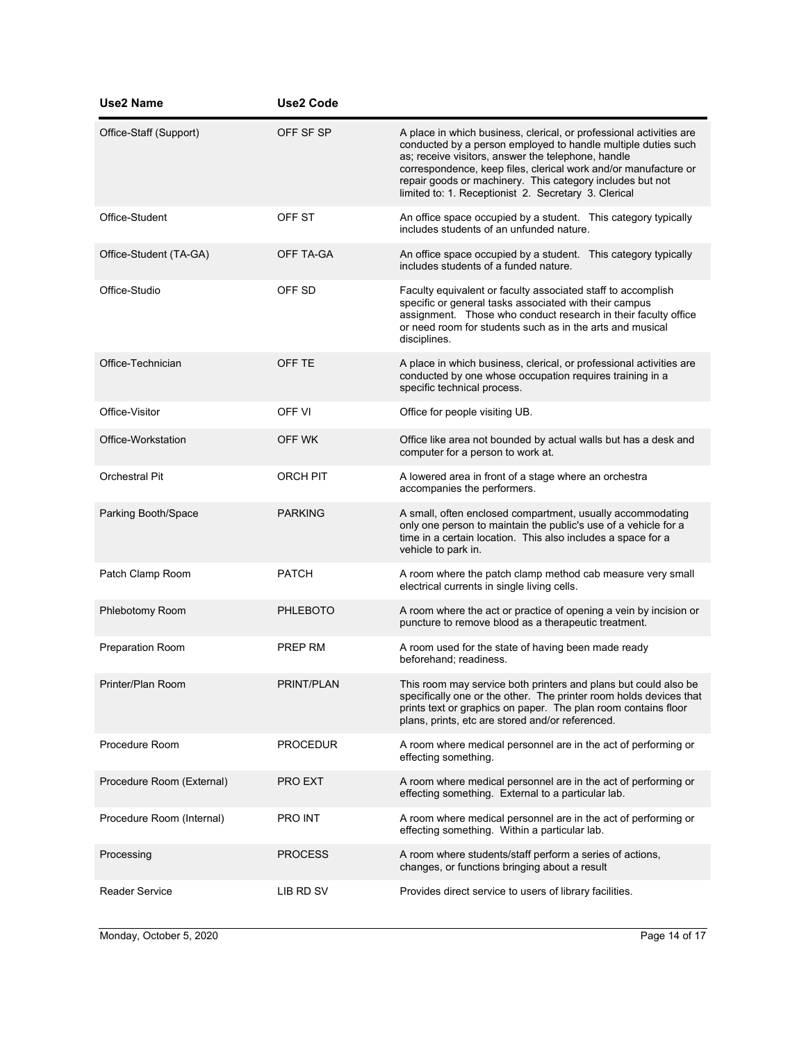| Use2 Name | Use2 Code | |
|---|---|---|
| Office-Staff (Support) | OFF SF SP | A place in which business, clerical, or professional activities are conducted by a person employed to handle multiple duties such as; receive visitors, answer the telephone, handle correspondence, keep files, clerical work and/or manufacture or repair goods or machinery. This category includes but not limited to: 1. Receptionist 2. Secretary 3. Clerical |
| Office-Student | OFF ST | An office space occupied by a student. This category typically includes students of an unfunded nature. |
| Office-Student (TA-GA) | OFF TA-GA | An office space occupied by a student. This category typically includes students of a funded nature. |
| Office-Studio | OFF SD | Faculty equivalent or faculty associated staff to accomplish specific or general tasks associated with their campus assignment. Those who conduct research in their faculty office or need room for students such as in the arts and musical disciplines. |
| Office-Technician | OFF TE | A place in which business, clerical, or professional activities are conducted by one whose occupation requires training in a specific technical process. |
| Office-Visitor | OFF VI | Office for people visiting UB. |
| Office-Workstation | OFF WK | Office like area not bounded by actual walls but has a desk and computer for a person to work at. |
| Orchestral Pit | ORCH PIT | A lowered area in front of a stage where an orchestra accompanies the performers. |
| Parking Booth/Space | PARKING | A small, often enclosed compartment, usually accommodating only one person to maintain the public's use of a vehicle for a time in a certain location. This also includes a space for a vehicle to park in. |
| Patch Clamp Room | PATCH | A room where the patch clamp method cab measure very small electrical currents in single living cells. |
| Phlebotomy Room | PHLEBOTO | A room where the act or practice of opening a vein by incision or puncture to remove blood as a therapeutic treatment. |
| Preparation Room | PREP RM | A room used for the state of having been made ready beforehand; readiness. |
| Printer/Plan Room | PRINT/PLAN | This room may service both printers and plans but could also be specifically one or the other. The printer room holds devices that prints text or graphics on paper. The plan room contains floor plans, prints, etc are stored and/or referenced. |
| Procedure Room | PROCEDUR | A room where medical personnel are in the act of performing or effecting something. |
| Procedure Room (External) | PRO EXT | A room where medical personnel are in the act of performing or effecting something. External to a particular lab. |
| Procedure Room (Internal) | PRO INT | A room where medical personnel are in the act of performing or effecting something. Within a particular lab. |
| Processing | PROCESS | A room where students/staff perform a series of actions, changes, or functions bringing about a result |
| Reader Service | LIB RD SV | Provides direct service to users of library facilities. |

Monday, October 5, 2020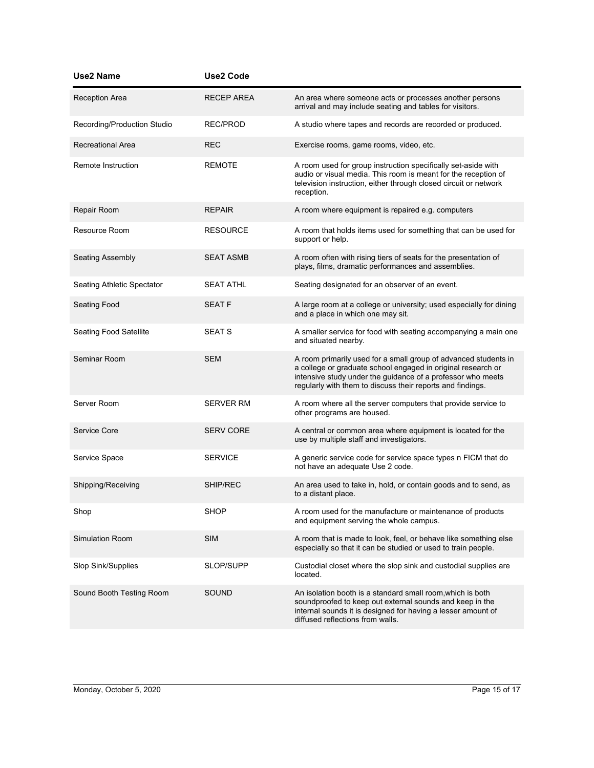| Use2 Name | Use2 Code | |
|---|---|---|
| Reception Area | RECEP AREA | An area where someone acts or processes another persons arrival and may include seating and tables for visitors. |
| Recording/Production Studio | REC/PROD | A studio where tapes and records are recorded or produced. |
| Recreational Area | REC | Exercise rooms, game rooms, video, etc. |
| Remote Instruction | REMOTE | A room used for group instruction specifically set-aside with audio or visual media. This room is meant for the reception of television instruction, either through closed circuit or network reception. |
| Repair Room | REPAIR | A room where equipment is repaired e.g. computers |
| Resource Room | RESOURCE | A room that holds items used for something that can be used for support or help. |
| Seating Assembly | SEAT ASMB | A room often with rising tiers of seats for the presentation of plays, films, dramatic performances and assemblies. |
| Seating Athletic Spectator | SEAT ATHL | Seating designated for an observer of an event. |
| Seating Food | SEAT F | A large room at a college or university; used especially for dining and a place in which one may sit. |
| Seating Food Satellite | SEAT S | A smaller service for food with seating accompanying a main one and situated nearby. |
| Seminar Room | SEM | A room primarily used for a small group of advanced students in a college or graduate school engaged in original research or intensive study under the guidance of a professor who meets regularly with them to discuss their reports and findings. |
| Server Room | SERVER RM | A room where all the server computers that provide service to other programs are housed. |
| Service Core | SERV CORE | A central or common area where equipment is located for the use by multiple staff and investigators. |
| Service Space | SERVICE | A generic service code for service space types n FICM that do not have an adequate Use 2 code. |
| Shipping/Receiving | SHIP/REC | An area used to take in, hold, or contain goods and to send, as to a distant place. |
| Shop | SHOP | A room used for the manufacture or maintenance of products and equipment serving the whole campus. |
| Simulation Room | SIM | A room that is made to look, feel, or behave like something else especially so that it can be studied or used to train people. |
| Slop Sink/Supplies | SLOP/SUPP | Custodial closet where the slop sink and custodial supplies are located. |
| Sound Booth Testing Room | SOUND | An isolation booth is a standard small room,which is both soundproofed to keep out external sounds and keep in the internal sounds it is designed for having a lesser amount of diffused reflections from walls. |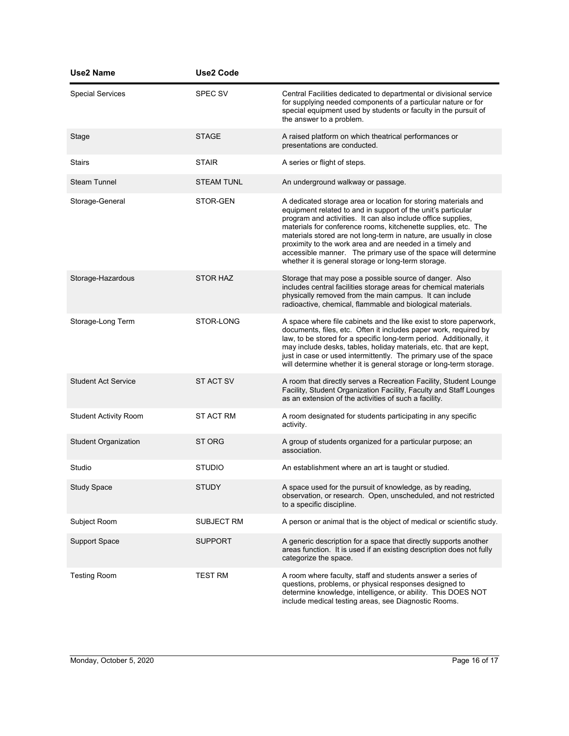| Use2 Name | Use2 Code | |
|---|---|---|
| Special Services | SPEC SV | Central Facilities dedicated to departmental or divisional service for supplying needed components of a particular nature or for special equipment used by students or faculty in the pursuit of the answer to a problem. |
| Stage | STAGE | A raised platform on which theatrical performances or presentations are conducted. |
| Stairs | STAIR | A series or flight of steps. |
| Steam Tunnel | STEAM TUNL | An underground walkway or passage. |
| Storage-General | STOR-GEN | A dedicated storage area or location for storing materials and equipment related to and in support of the unit's particular program and activities. It can also include office supplies, materials for conference rooms, kitchenette supplies, etc. The materials stored are not long-term in nature, are usually in close proximity to the work area and are needed in a timely and accessible manner. The primary use of the space will determine whether it is general storage or long-term storage. |
| Storage-Hazardous | STOR HAZ | Storage that may pose a possible source of danger. Also includes central facilities storage areas for chemical materials physically removed from the main campus. It can include radioactive, chemical, flammable and biological materials. |
| Storage-Long Term | STOR-LONG | A space where file cabinets and the like exist to store paperwork, documents, files, etc. Often it includes paper work, required by law, to be stored for a specific long-term period. Additionally, it may include desks, tables, holiday materials, etc. that are kept, just in case or used intermittently. The primary use of the space will determine whether it is general storage or long-term storage. |
| Student Act Service | ST ACT SV | A room that directly serves a Recreation Facility, Student Lounge Facility, Student Organization Facility, Faculty and Staff Lounges as an extension of the activities of such a facility. |
| Student Activity Room | ST ACT RM | A room designated for students participating in any specific activity. |
| Student Organization | ST ORG | A group of students organized for a particular purpose; an association. |
| Studio | STUDIO | An establishment where an art is taught or studied. |
| Study Space | STUDY | A space used for the pursuit of knowledge, as by reading, observation, or research. Open, unscheduled, and not restricted to a specific discipline. |
| Subject Room | SUBJECT RM | A person or animal that is the object of medical or scientific study. |
| Support Space | SUPPORT | A generic description for a space that directly supports another areas function. It is used if an existing description does not fully categorize the space. |
| Testing Room | TEST RM | A room where faculty, staff and students answer a series of questions, problems, or physical responses designed to determine knowledge, intelligence, or ability. This DOES NOT include medical testing areas, see Diagnostic Rooms. |

Monday, October 5, 2020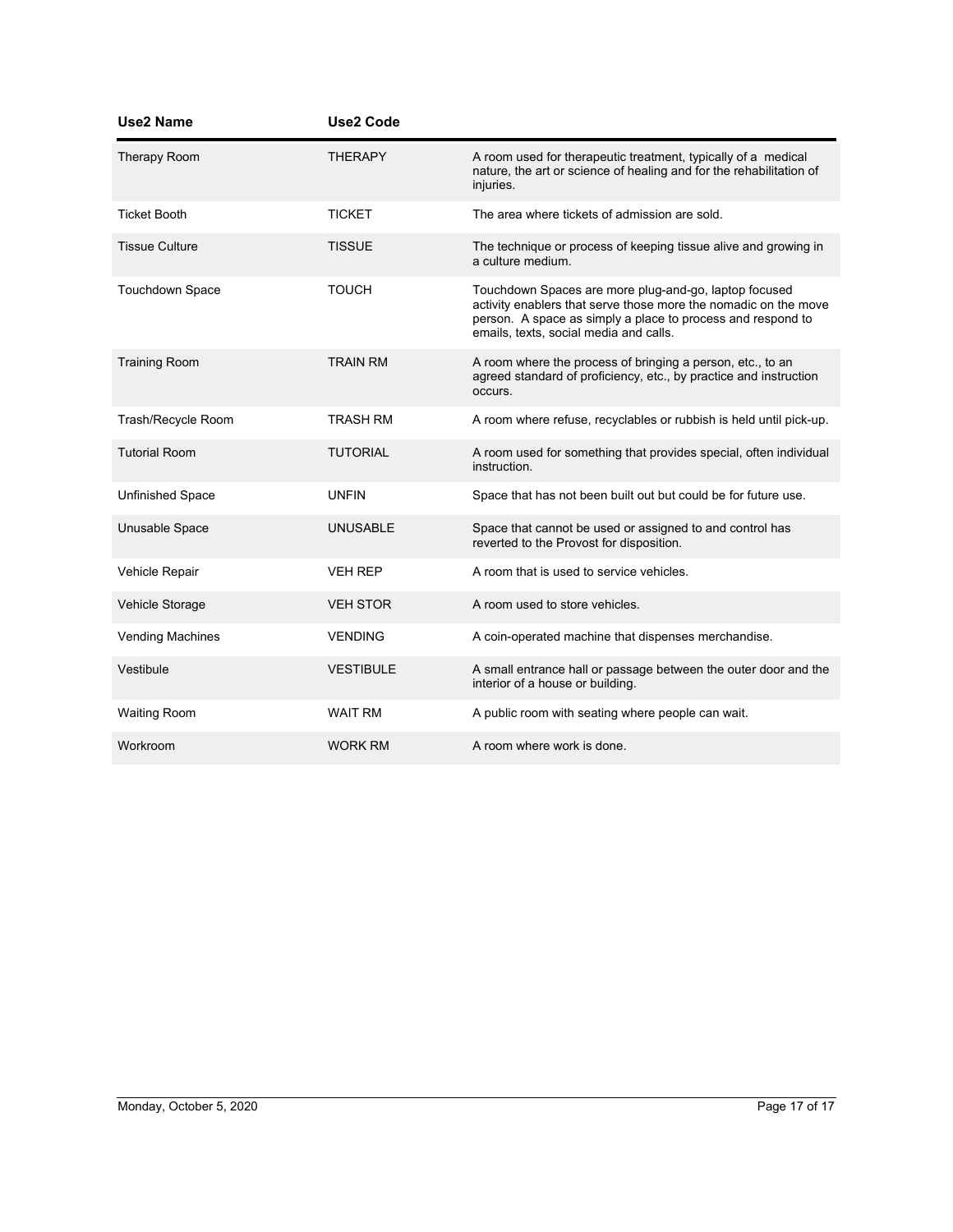| Use2 Name | Use2 Code | |
|---|---|---|
| Therapy Room | THERAPY | A room used for therapeutic treatment, typically of a medical nature, the art or science of healing and for the rehabilitation of injuries. |
| Ticket Booth | TICKET | The area where tickets of admission are sold. |
| Tissue Culture | TISSUE | The technique or process of keeping tissue alive and growing in a culture medium. |
| Touchdown Space | TOUCH | Touchdown Spaces are more plug-and-go, laptop focused activity enablers that serve those more the nomadic on the move person. A space as simply a place to process and respond to emails, texts, social media and calls. |
| Training Room | TRAIN RM | A room where the process of bringing a person, etc., to an agreed standard of proficiency, etc., by practice and instruction occurs. |
| Trash/Recycle Room | TRASH RM | A room where refuse, recyclables or rubbish is held until pick-up. |
| Tutorial Room | TUTORIAL | A room used for something that provides special, often individual instruction. |
| Unfinished Space | UNFIN | Space that has not been built out but could be for future use. |
| Unusable Space | UNUSABLE | Space that cannot be used or assigned to and control has reverted to the Provost for disposition. |
| Vehicle Repair | VEH REP | A room that is used to service vehicles. |
| Vehicle Storage | VEH STOR | A room used to store vehicles. |
| Vending Machines | VENDING | A coin-operated machine that dispenses merchandise. |
| Vestibule | VESTIBULE | A small entrance hall or passage between the outer door and the interior of a house or building. |
| Waiting Room | WAIT RM | A public room with seating where people can wait. |
| Workroom | WORK RM | A room where work is done. |

Monday, October 5, 2020